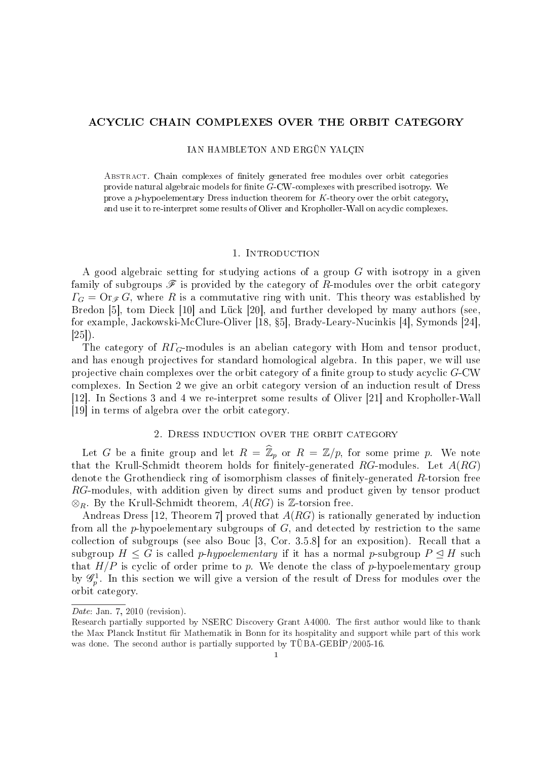# ACYCLIC CHAIN COMPLEXES OVER THE ORBIT CATEGORY

IAN HAMBLETON AND ERGÜN YALÇIN

Abstract. Chain complexes of finitely generated free modules over orbit categories provide natural algebraic models for finite $G$-CW-complexes with prescribed isotropy. We prove a $p$-hypoelementary Dress induction theorem for $K$-theory over the orbit category, and use it to re-interpret some results of Oliver and Kropholler-Wall on acyclic complexes.

## 1. Introduction

A good algebraic setting for studying actions of a group $G$ with isotropy in a given family of subgroups $\mathscr{F}$ is provided by the category of $R$-modules over the orbit category $\varGamma_G = \mathrm{Or}_{\mathscr{F}}\, G$, where $R$ is a commutative ring with unit. This theory was established by Bredon [5], tom Dieck [10] and Lück [20], and further developed by many authors (see, for example, Jackowski-McClure-Oliver [18, §5], Brady-Leary-Nucinkis [4], Symonds [24], [25]).

The category of $R\varGamma_G$-modules is an abelian category with Hom and tensor product, and has enough projectives for standard homological algebra. In this paper, we will use projective chain complexes over the orbit category of a finite group to study acyclic $G$-CW complexes. In Section 2 we give an orbit category version of an induction result of Dress [12]. In Sections 3 and 4 we re-interpret some results of Oliver [21] and Kropholler-Wall [19] in terms of algebra over the orbit category.

## 2. Dress induction over the orbit category

Let $G$ be a finite group and let $R = \widehat{\mathbb{Z}}_p$ or $R = \mathbb{Z}/p$, for some prime $p$. We note that the Krull-Schmidt theorem holds for finitely-generated $RG$-modules. Let $A(RG)$ denote the Grothendieck ring of isomorphism classes of finitely-generated $R$-torsion free $RG$-modules, with addition given by direct sums and product given by tensor product $\otimes_R$. By the Krull-Schmidt theorem, $A(RG)$ is $\mathbb{Z}$-torsion free.

Andreas Dress [12, Theorem 7] proved that $A(RG)$ is rationally generated by induction from all the $p$-hypoelementary subgroups of $G$, and detected by restriction to the same collection of subgroups (see also Bouc [3, Cor. 3.5.8] for an exposition). Recall that a subgroup $H \leq G$ is called *$p$-hypoelementary* if it has a normal $p$-subgroup $P \trianglelefteq H$ such that $H/P$ is cyclic of order prime to $p$. We denote the class of $p$-hypoelementary group by $\mathscr{G}_p^1$. In this section we will give a version of the result of Dress for modules over the orbit category.

---

*Date*: Jan. 7, 2010 (revision).

Research partially supported by NSERC Discovery Grant A4000. The first author would like to thank the Max Planck Institut für Mathematik in Bonn for its hospitality and support while part of this work was done. The second author is partially supported by TÜBA-GEBİP/2005-16.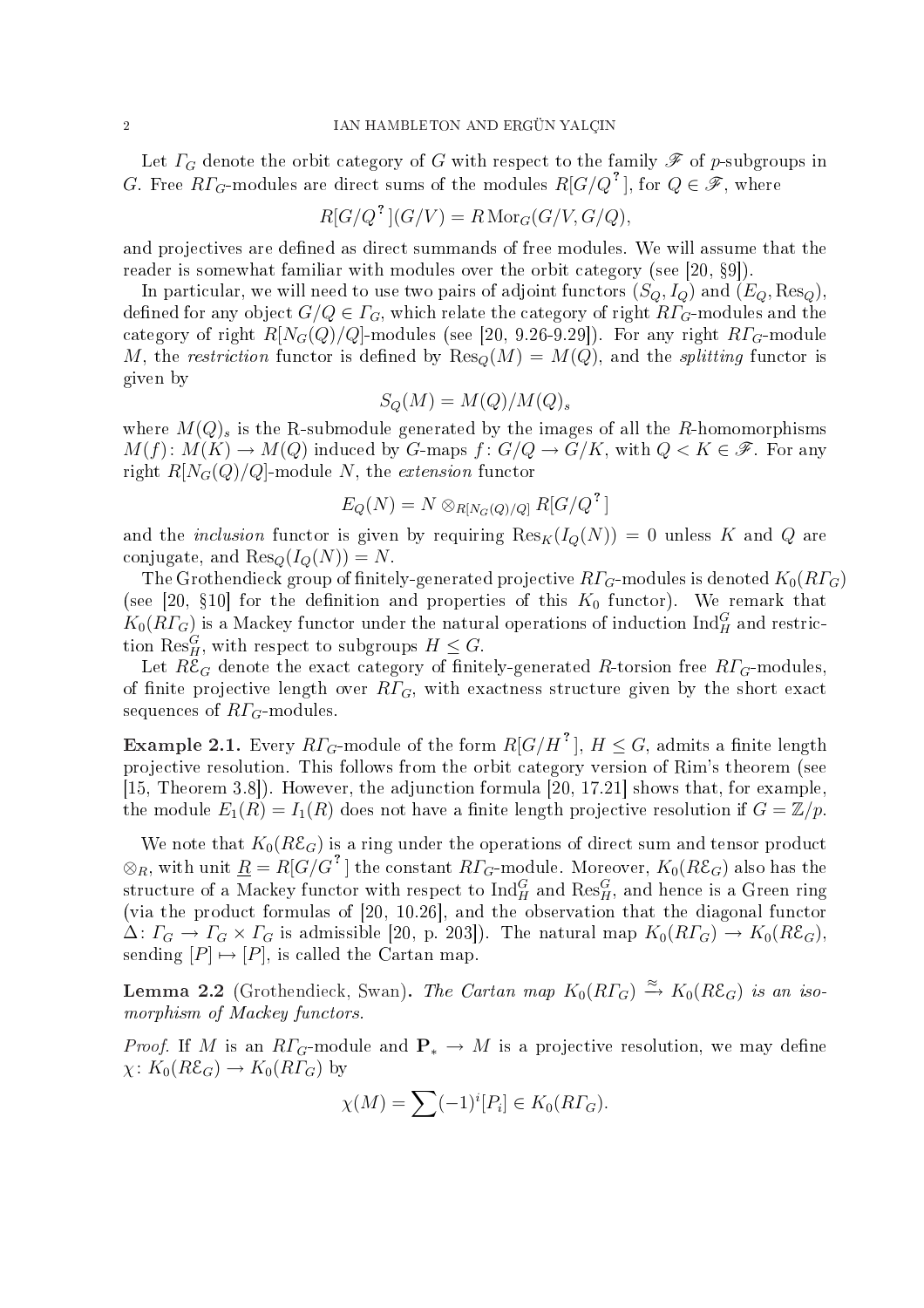Let $\varGamma_G$ denote the orbit category of $G$ with respect to the family $\mathscr{F}$ of $p$-subgroups in $G$. Free $R\varGamma_G$-modules are direct sums of the modules $R[G/Q^?]$, for $Q \in \mathscr{F}$, where

$$R[G/Q^?](G/V) = R\operatorname{Mor}_G(G/V, G/Q),$$

and projectives are defined as direct summands of free modules. We will assume that the reader is somewhat familiar with modules over the orbit category (see [20, §9]).

In particular, we will need to use two pairs of adjoint functors $(S_Q, I_Q)$ and $(E_Q, \operatorname{Res}_Q)$, defined for any object $G/Q \in \varGamma_G$, which relate the category of right $R\varGamma_G$-modules and the category of right $R[N_G(Q)/Q]$-modules (see [20, 9.26-9.29]). For any right $R\varGamma_G$-module $M$, the *restriction* functor is defined by $\operatorname{Res}_Q(M) = M(Q)$, and the *splitting* functor is given by

$$S_Q(M) = M(Q)/M(Q)_s$$

where $M(Q)_s$ is the R-submodule generated by the images of all the $R$-homomorphisms $M(f)\colon M(K) \to M(Q)$ induced by $G$-maps $f\colon G/Q \to G/K$, with $Q < K \in \mathscr{F}$. For any right $R[N_G(Q)/Q]$-module $N$, the *extension* functor

$$E_Q(N) = N \otimes_{R[N_G(Q)/Q]} R[G/Q^?]$$

and the *inclusion* functor is given by requiring $\operatorname{Res}_K(I_Q(N)) = 0$ unless $K$ and $Q$ are conjugate, and $\operatorname{Res}_Q(I_Q(N)) = N$.

The Grothendieck group of finitely-generated projective $R\varGamma_G$-modules is denoted $K_0(R\varGamma_G)$ (see [20, §10] for the definition and properties of this $K_0$ functor). We remark that $K_0(R\varGamma_G)$ is a Mackey functor under the natural operations of induction $\operatorname{Ind}_H^G$ and restriction $\operatorname{Res}_H^G$, with respect to subgroups $H \leq G$.

Let $R\mathcal{E}_G$ denote the exact category of finitely-generated $R$-torsion free $R\varGamma_G$-modules, of finite projective length over $R\varGamma_G$, with exactness structure given by the short exact sequences of $R\varGamma_G$-modules.

**Example 2.1.** Every $R\varGamma_G$-module of the form $R[G/H^?]$, $H \leq G$, admits a finite length projective resolution. This follows from the orbit category version of Rim's theorem (see [15, Theorem 3.8]). However, the adjunction formula [20, 17.21] shows that, for example, the module $E_1(R) = I_1(R)$ does not have a finite length projective resolution if $G = \mathbb{Z}/p$.

We note that $K_0(R\mathcal{E}_G)$ is a ring under the operations of direct sum and tensor product $\otimes_R$, with unit $\underline{R} = R[G/G^?]$ the constant $R\varGamma_G$-module. Moreover, $K_0(R\mathcal{E}_G)$ also has the structure of a Mackey functor with respect to $\operatorname{Ind}_H^G$ and $\operatorname{Res}_H^G$, and hence is a Green ring (via the product formulas of [20, 10.26], and the observation that the diagonal functor $\Delta\colon \varGamma_G \to \varGamma_G \times \varGamma_G$ is admissible [20, p. 203]). The natural map $K_0(R\varGamma_G) \to K_0(R\mathcal{E}_G)$, sending $[P] \mapsto [P]$, is called the Cartan map.

**Lemma 2.2** (Grothendieck, Swan). *The Cartan map $K_0(R\varGamma_G) \xrightarrow{\approx} K_0(R\mathcal{E}_G)$ is an isomorphism of Mackey functors.*

*Proof.* If $M$ is an $R\varGamma_G$-module and $\mathbf{P}_* \to M$ is a projective resolution, we may define $\chi\colon K_0(R\mathcal{E}_G) \to K_0(R\varGamma_G)$ by

$$\chi(M) = \sum (-1)^i [P_i] \in K_0(R\varGamma_G).$$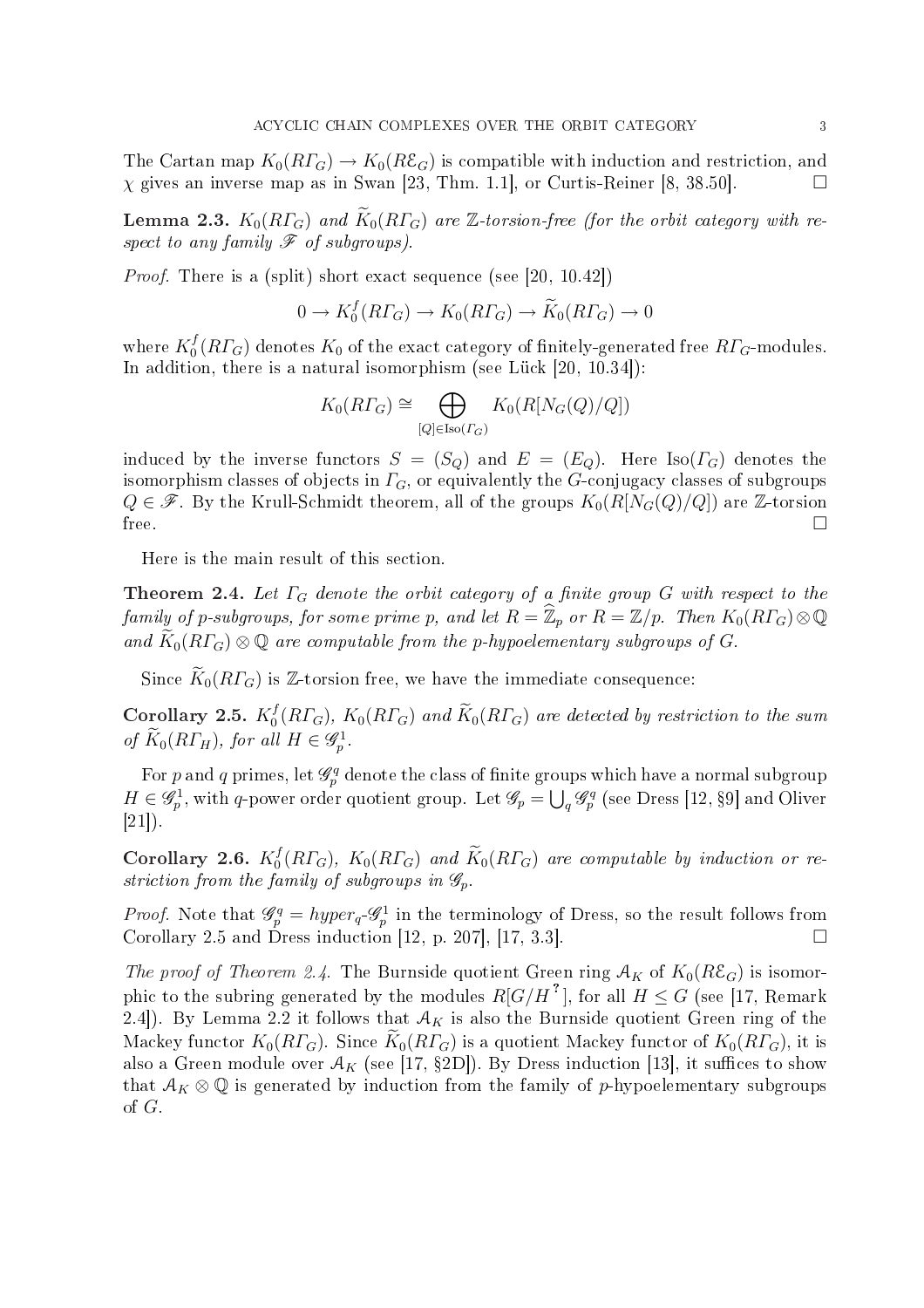The Cartan map $K_0(R\varGamma_G) \to K_0(R\mathcal{E}_G)$ is compatible with induction and restriction, and $\chi$ gives an inverse map as in Swan [23, Thm. 1.1], or Curtis-Reiner [8, 38.50]. $\square$

**Lemma 2.3.** *$K_0(R\varGamma_G)$ and $\widetilde{K}_0(R\varGamma_G)$ are $\mathbb{Z}$-torsion-free (for the orbit category with respect to any family $\mathscr{F}$ of subgroups).*

*Proof.* There is a (split) short exact sequence (see [20, 10.42])

$$0 \to K_0^f(R\varGamma_G) \to K_0(R\varGamma_G) \to \widetilde{K}_0(R\varGamma_G) \to 0$$

where $K_0^f(R\varGamma_G)$ denotes $K_0$ of the exact category of finitely-generated free $R\varGamma_G$-modules. In addition, there is a natural isomorphism (see Lück [20, 10.34]):

$$K_0(R\varGamma_G) \cong \bigoplus_{[Q] \in \operatorname{Iso}(\varGamma_G)} K_0(R[N_G(Q)/Q])$$

induced by the inverse functors $S = (S_Q)$ and $E = (E_Q)$. Here $\operatorname{Iso}(\varGamma_G)$ denotes the isomorphism classes of objects in $\varGamma_G$, or equivalently the $G$-conjugacy classes of subgroups $Q \in \mathscr{F}$. By the Krull-Schmidt theorem, all of the groups $K_0(R[N_G(Q)/Q])$ are $\mathbb{Z}$-torsion free. $\square$

Here is the main result of this section.

**Theorem 2.4.** *Let $\varGamma_G$ denote the orbit category of a finite group $G$ with respect to the family of $p$-subgroups, for some prime $p$, and let $R = \widehat{\mathbb{Z}}_p$ or $R = \mathbb{Z}/p$. Then $K_0(R\varGamma_G) \otimes \mathbb{Q}$ and $\widetilde{K}_0(R\varGamma_G) \otimes \mathbb{Q}$ are computable from the $p$-hypoelementary subgroups of $G$.*

Since $\widetilde{K}_0(R\varGamma_G)$ is $\mathbb{Z}$-torsion free, we have the immediate consequence:

**Corollary 2.5.** *$K_0^f(R\varGamma_G)$, $K_0(R\varGamma_G)$ and $\widetilde{K}_0(R\varGamma_G)$ are detected by restriction to the sum of $\widetilde{K}_0(R\varGamma_H)$, for all $H \in \mathscr{G}_p^1$.*

For $p$ and $q$ primes, let $\mathscr{G}_p^q$ denote the class of finite groups which have a normal subgroup $H \in \mathscr{G}_p^1$, with $q$-power order quotient group. Let $\mathscr{G}_p = \bigcup_q \mathscr{G}_p^q$ (see Dress [12, §9] and Oliver [21]).

**Corollary 2.6.** *$K_0^f(R\varGamma_G)$, $K_0(R\varGamma_G)$ and $\widetilde{K}_0(R\varGamma_G)$ are computable by induction or restriction from the family of subgroups in $\mathscr{G}_p$.*

*Proof.* Note that $\mathscr{G}_p^q = hyper_q\text{-}\mathscr{G}_p^1$ in the terminology of Dress, so the result follows from Corollary 2.5 and Dress induction [12, p. 207], [17, 3.3]. $\square$

*The proof of Theorem 2.4.* The Burnside quotient Green ring $\mathcal{A}_K$ of $K_0(R\mathcal{E}_G)$ is isomorphic to the subring generated by the modules $R[G/H^{?}]$, for all $H \leq G$ (see [17, Remark 2.4]). By Lemma 2.2 it follows that $\mathcal{A}_K$ is also the Burnside quotient Green ring of the Mackey functor $K_0(R\varGamma_G)$. Since $\widetilde{K}_0(R\varGamma_G)$ is a quotient Mackey functor of $K_0(R\varGamma_G)$, it is also a Green module over $\mathcal{A}_K$ (see [17, §2D]). By Dress induction [13], it suffices to show that $\mathcal{A}_K \otimes \mathbb{Q}$ is generated by induction from the family of $p$-hypoelementary subgroups of $G$.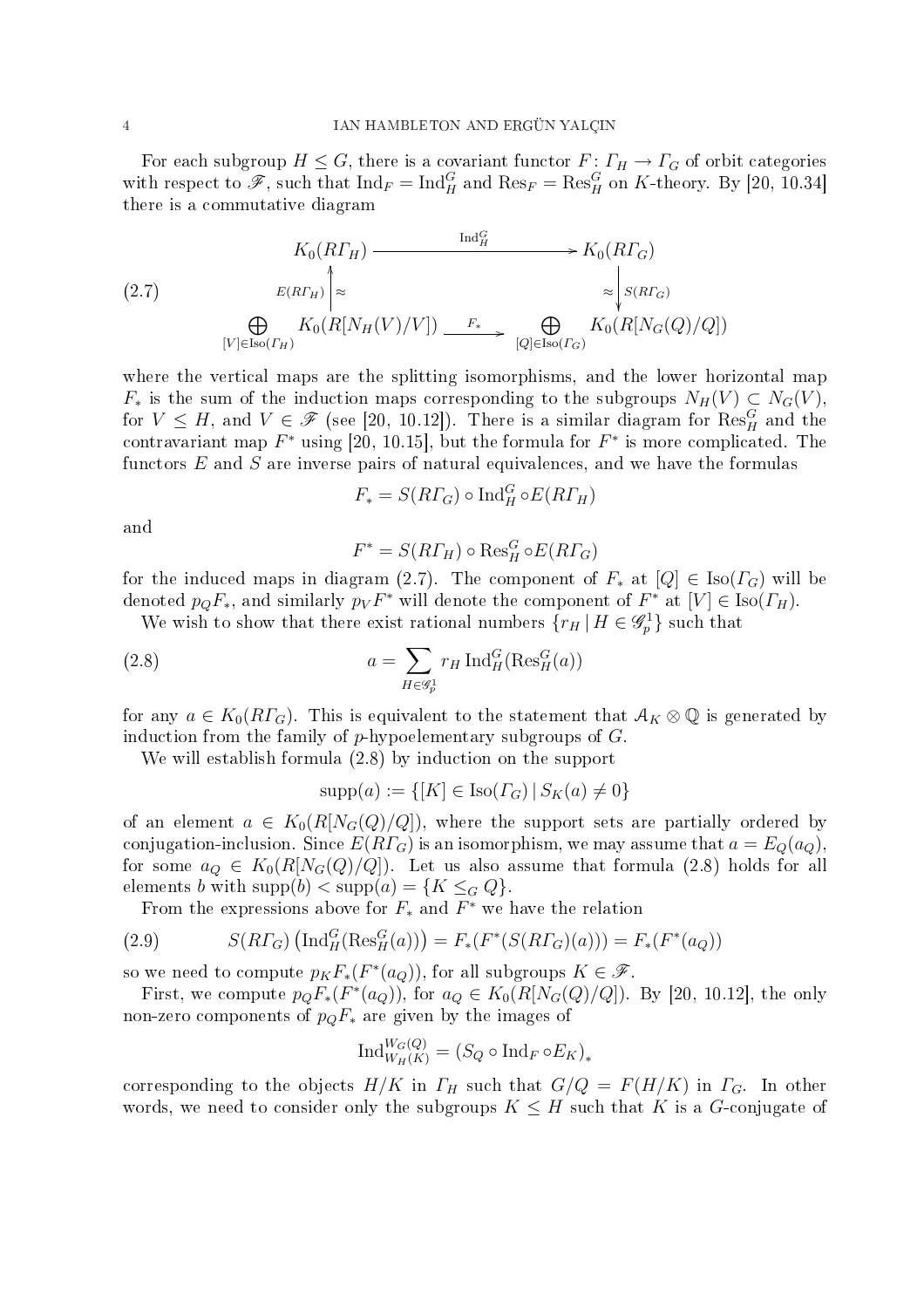For each subgroup $H \leq G$, there is a covariant functor $F\colon \varGamma_H \to \varGamma_G$ of orbit categories with respect to $\mathscr{F}$, such that $\operatorname{Ind}_F = \operatorname{Ind}_H^G$ and $\operatorname{Res}_F = \operatorname{Res}_H^G$ on $K$-theory. By [20, 10.34] there is a commutative diagram

$$
\begin{array}{ccc}
K_0(R\varGamma_H) & \xrightarrow{\quad \operatorname{Ind}_H^G \quad} & K_0(R\varGamma_G) \\
{\scriptstyle E(R\varGamma_H)}\uparrow \approx & & \approx \downarrow {\scriptstyle S(R\varGamma_G)} \\
\bigoplus_{[V]\in \operatorname{Iso}(\varGamma_H)} K_0(R[N_H(V)/V]) & \xrightarrow{\quad F_* \quad} & \bigoplus_{[Q]\in \operatorname{Iso}(\varGamma_G)} K_0(R[N_G(Q)/Q])
\end{array}
\tag{2.7}
$$

where the vertical maps are the splitting isomorphisms, and the lower horizontal map $F_*$ is the sum of the induction maps corresponding to the subgroups $N_H(V) \subset N_G(V)$, for $V \leq H$, and $V \in \mathscr{F}$ (see [20, 10.12]). There is a similar diagram for $\operatorname{Res}_H^G$ and the contravariant map $F^*$ using [20, 10.15], but the formula for $F^*$ is more complicated. The functors $E$ and $S$ are inverse pairs of natural equivalences, and we have the formulas

$$F_* = S(R\varGamma_G) \circ \operatorname{Ind}_H^G \circ E(R\varGamma_H)$$

and

$$F^* = S(R\varGamma_H) \circ \operatorname{Res}_H^G \circ E(R\varGamma_G)$$

for the induced maps in diagram (2.7). The component of $F_*$ at $[Q] \in \operatorname{Iso}(\varGamma_G)$ will be denoted $p_Q F_*$, and similarly $p_V F^*$ will denote the component of $F^*$ at $[V] \in \operatorname{Iso}(\varGamma_H)$.

We wish to show that there exist rational numbers $\{r_H \mid H \in \mathscr{G}_p^1\}$ such that

$$a = \sum_{H \in \mathscr{G}_p^1} r_H \operatorname{Ind}_H^G(\operatorname{Res}_H^G(a)) \tag{2.8}$$

for any $a \in K_0(R\varGamma_G)$. This is equivalent to the statement that $\mathcal{A}_K \otimes \mathbb{Q}$ is generated by induction from the family of $p$-hypoelementary subgroups of $G$.

We will establish formula (2.8) by induction on the support

$$\operatorname{supp}(a) := \{[K] \in \operatorname{Iso}(\varGamma_G) \mid S_K(a) \neq 0\}$$

of an element $a \in K_0(R[N_G(Q)/Q])$, where the support sets are partially ordered by conjugation-inclusion. Since $E(R\varGamma_G)$ is an isomorphism, we may assume that $a = E_Q(a_Q)$, for some $a_Q \in K_0(R[N_G(Q)/Q])$. Let us also assume that formula (2.8) holds for all elements $b$ with $\operatorname{supp}(b) < \operatorname{supp}(a) = \{K \leq_G Q\}$.

From the expressions above for $F_*$ and $F^*$ we have the relation

$$S(R\varGamma_G)\left(\operatorname{Ind}_H^G(\operatorname{Res}_H^G(a))\right) = F_*(F^*(S(R\varGamma_G)(a))) = F_*(F^*(a_Q)) \tag{2.9}$$

so we need to compute $p_K F_*(F^*(a_Q))$, for all subgroups $K \in \mathscr{F}$.

First, we compute $p_Q F_*(F^*(a_Q))$, for $a_Q \in K_0(R[N_G(Q)/Q])$. By [20, 10.12], the only non-zero components of $p_Q F_*$ are given by the images of

$$\operatorname{Ind}_{W_H(K)}^{W_G(Q)} = (S_Q \circ \operatorname{Ind}_F \circ E_K)_*$$

corresponding to the objects $H/K$ in $\varGamma_H$ such that $G/Q = F(H/K)$ in $\varGamma_G$. In other words, we need to consider only the subgroups $K \leq H$ such that $K$ is a $G$-conjugate of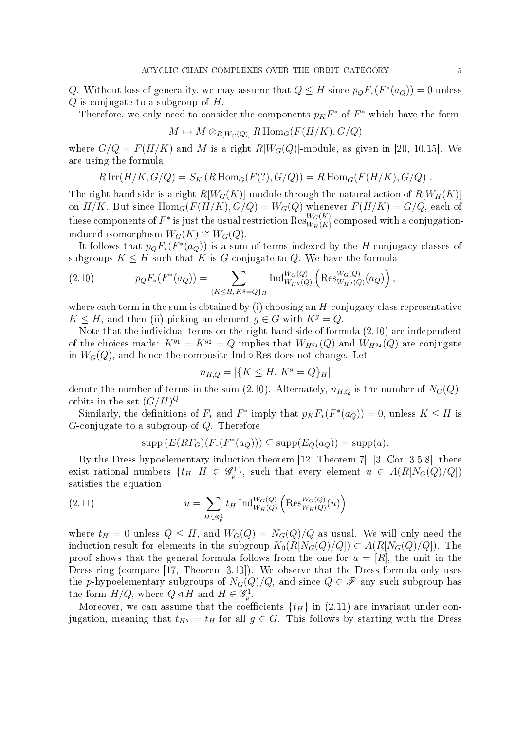$Q$. Without loss of generality, we may assume that $Q \leq H$ since $p_Q F_*(F^*(a_Q)) = 0$ unless $Q$ is conjugate to a subgroup of $H$.

Therefore, we only need to consider the components $p_K F^*$ of $F^*$ which have the form

$$M \mapsto M \otimes_{R[W_G(Q)]} R\operatorname{Hom}_G(F(H/K), G/Q)$$

where $G/Q = F(H/K)$ and $M$ is a right $R[W_G(Q)]$-module, as given in [20, 10.15]. We are using the formula

$$R\operatorname{Irr}(H/K, G/Q) = S_K\left(R\operatorname{Hom}_G(F(?), G/Q)\right) = R\operatorname{Hom}_G(F(H/K), G/Q)\ .$$

The right-hand side is a right $R[W_G(K)]$-module through the natural action of $R[W_H(K)]$ on $H/K$. But since $\operatorname{Hom}_G(F(H/K), G/Q) = W_G(Q)$ whenever $F(H/K) = G/Q$, each of these components of $F^*$ is just the usual restriction $\operatorname{Res}^{W_G(K)}_{W_H(K)}$ composed with a conjugation-induced isomorphism $W_G(K) \cong W_G(Q)$.

It follows that $p_Q F_*(F^*(a_Q))$ is a sum of terms indexed by the $H$-conjugacy classes of subgroups $K \leq H$ such that $K$ is $G$-conjugate to $Q$. We have the formula

$$p_Q F_*(F^*(a_Q)) = \sum_{\{K \leq H,\, K^g = Q\}_H} \operatorname{Ind}^{W_G(Q)}_{W_{H^g}(Q)}\left(\operatorname{Res}^{W_G(Q)}_{W_{H^g}(Q)}(a_Q)\right), \tag{2.10}$$

where each term in the sum is obtained by (i) choosing an $H$-conjugacy class representative $K \leq H$, and then (ii) picking an element $g \in G$ with $K^g = Q$.

Note that the individual terms on the right-hand side of formula (2.10) are independent of the choices made: $K^{g_1} = K^{g_2} = Q$ implies that $W_{H^{g_1}}(Q)$ and $W_{H^{g_2}}(Q)$ are conjugate in $W_G(Q)$, and hence the composite $\operatorname{Ind} \circ \operatorname{Res}$ does not change. Let

$$n_{H,Q} = |\{K \leq H,\, K^g = Q\}_H|$$

denote the number of terms in the sum (2.10). Alternately, $n_{H,Q}$ is the number of $N_G(Q)$-orbits in the set $(G/H)^Q$.

Similarly, the definitions of $F_*$ and $F^*$ imply that $p_K F_*(F^*(a_Q)) = 0$, unless $K \leq H$ is $G$-conjugate to a subgroup of $Q$. Therefore

$$\operatorname{supp}\left(E(R\varGamma_G)(F_*(F^*(a_Q)))\right) \subseteq \operatorname{supp}(E_Q(a_Q)) = \operatorname{supp}(a).$$

By the Dress hypoelementary induction theorem [12, Theorem 7], [3, Cor. 3.5.8], there exist rational numbers $\{t_H \,|\, H \in \mathscr{G}^1_p\}$, such that every element $u \in A(R[N_G(Q)/Q])$ satisfies the equation

$$u = \sum_{H \in \mathscr{G}^1_p} t_H \operatorname{Ind}^{W_G(Q)}_{W_H(Q)}\left(\operatorname{Res}^{W_G(Q)}_{W_H(Q)}(u)\right) \tag{2.11}$$

where $t_H = 0$ unless $Q \leq H$, and $W_G(Q) = N_G(Q)/Q$ as usual. We will only need the induction result for elements in the subgroup $K_0(R[N_G(Q)/Q]) \subset A(R[N_G(Q)/Q])$. The proof shows that the general formula follows from the one for $u = [R]$, the unit in the Dress ring (compare [17, Theorem 3.10]). We observe that the Dress formula only uses the $p$-hypoelementary subgroups of $N_G(Q)/Q$, and since $Q \in \mathscr{F}$ any such subgroup has the form $H/Q$, where $Q \lhd H$ and $H \in \mathscr{G}^1_p$.

Moreover, we can assume that the coefficients $\{t_H\}$ in (2.11) are invariant under conjugation, meaning that $t_{H^g} = t_H$ for all $g \in G$. This follows by starting with the Dress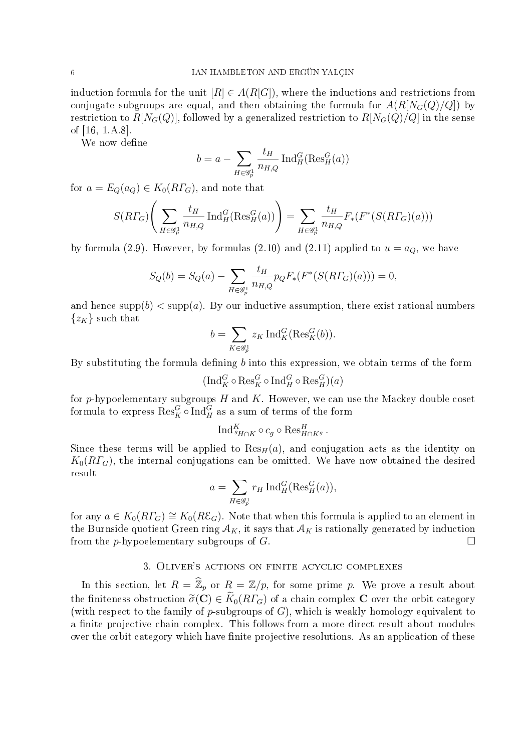induction formula for the unit $[R] \in A(R[G])$, where the inductions and restrictions from conjugate subgroups are equal, and then obtaining the formula for $A(R[N_G(Q)/Q])$ by restriction to $R[N_G(Q)]$, followed by a generalized restriction to $R[N_G(Q)/Q]$ in the sense of [16, 1.A.8].

We now define

$$b = a - \sum_{H \in \mathscr{G}_p^1} \frac{t_H}{n_{H,Q}} \operatorname{Ind}_H^G(\operatorname{Res}_H^G(a))$$

for $a = E_Q(a_Q) \in K_0(R\varGamma_G)$, and note that

$$S(R\varGamma_G)\left( \sum_{H \in \mathscr{G}_p^1} \frac{t_H}{n_{H,Q}} \operatorname{Ind}_H^G(\operatorname{Res}_H^G(a)) \right) = \sum_{H \in \mathscr{G}_p^1} \frac{t_H}{n_{H,Q}} F_*(F^*(S(R\varGamma_G)(a)))$$

by formula (2.9). However, by formulas (2.10) and (2.11) applied to $u = a_Q$, we have

$$S_Q(b) = S_Q(a) - \sum_{H \in \mathscr{G}_p^1} \frac{t_H}{n_{H,Q}} p_Q F_*(F^*(S(R\varGamma_G)(a))) = 0,$$

and hence $\operatorname{supp}(b) < \operatorname{supp}(a)$. By our inductive assumption, there exist rational numbers $\{z_K\}$ such that

$$b = \sum_{K \in \mathscr{G}_p^1} z_K \operatorname{Ind}_K^G(\operatorname{Res}_K^G(b)).$$

By substituting the formula defining $b$ into this expression, we obtain terms of the form

$$(\operatorname{Ind}_K^G \circ \operatorname{Res}_K^G \circ \operatorname{Ind}_H^G \circ \operatorname{Res}_H^G)(a)$$

for $p$-hypoelementary subgroups $H$ and $K$. However, we can use the Mackey double coset formula to express $\operatorname{Res}_K^G \circ \operatorname{Ind}_H^G$ as a sum of terms of the form

$$\operatorname{Ind}^K_{{}^gH \cap K} \circ c_g \circ \operatorname{Res}^H_{H \cap K^g}.$$

Since these terms will be applied to $\operatorname{Res}_H(a)$, and conjugation acts as the identity on $K_0(R\varGamma_G)$, the internal conjugations can be omitted. We have now obtained the desired result

$$a = \sum_{H \in \mathscr{G}_p^1} r_H \operatorname{Ind}_H^G(\operatorname{Res}_H^G(a)),$$

for any $a \in K_0(R\varGamma_G) \cong K_0(R\mathcal{E}_G)$. Note that when this formula is applied to an element in the Burnside quotient Green ring $\mathcal{A}_K$, it says that $\mathcal{A}_K$ is rationally generated by induction from the $p$-hypoelementary subgroups of $G$. □

## 3. Oliver's actions on finite acyclic complexes

In this section, let $R = \widehat{\mathbb{Z}}_p$ or $R = \mathbb{Z}/p$, for some prime $p$. We prove a result about the finiteness obstruction $\widetilde{\sigma}(\mathbf{C}) \in \widetilde{K}_0(R\varGamma_G)$ of a chain complex $\mathbf{C}$ over the orbit category (with respect to the family of $p$-subgroups of $G$), which is weakly homology equivalent to a finite projective chain complex. This follows from a more direct result about modules over the orbit category which have finite projective resolutions. As an application of these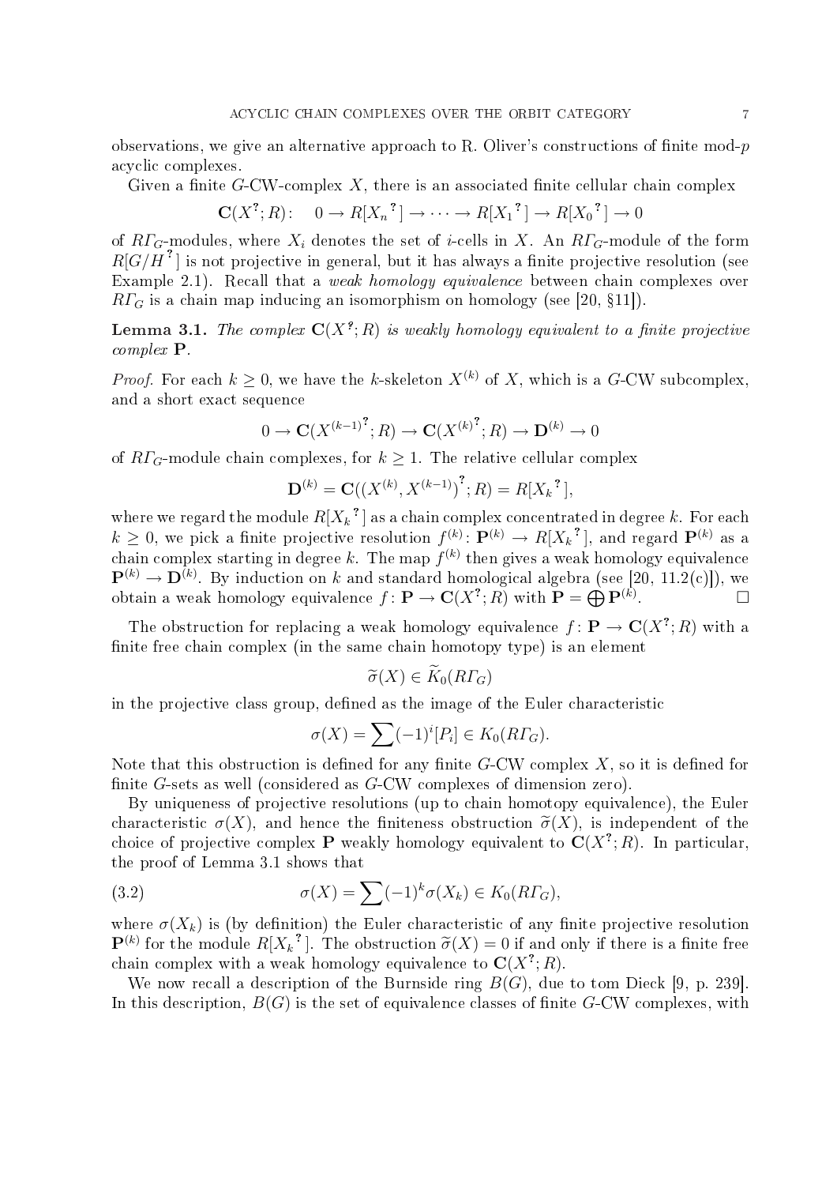observations, we give an alternative approach to R. Oliver's constructions of finite mod-$p$ acyclic complexes.

Given a finite $G$-CW-complex $X$, there is an associated finite cellular chain complex

$$\mathbf{C}(X^?; R): \quad 0 \to R[X_n{}^?] \to \cdots \to R[X_1{}^?] \to R[X_0{}^?] \to 0$$

of $R\varGamma_G$-modules, where $X_i$ denotes the set of $i$-cells in $X$. An $R\varGamma_G$-module of the form $R[G/H^?]$ is not projective in general, but it has always a finite projective resolution (see Example 2.1). Recall that a *weak homology equivalence* between chain complexes over $R\varGamma_G$ is a chain map inducing an isomorphism on homology (see [20, §11]).

**Lemma 3.1.** *The complex $\mathbf{C}(X^?; R)$ is weakly homology equivalent to a finite projective complex $\mathbf{P}$.*

*Proof.* For each $k \geq 0$, we have the $k$-skeleton $X^{(k)}$ of $X$, which is a $G$-CW subcomplex, and a short exact sequence

$$0 \to \mathbf{C}(X^{(k-1)}{}^?; R) \to \mathbf{C}(X^{(k)}{}^?; R) \to \mathbf{D}^{(k)} \to 0$$

of $R\varGamma_G$-module chain complexes, for $k \geq 1$. The relative cellular complex

$$\mathbf{D}^{(k)} = \mathbf{C}((X^{(k)}, X^{(k-1)})^?; R) = R[X_k{}^?],$$

where we regard the module $R[X_k{}^?]$ as a chain complex concentrated in degree $k$. For each $k \geq 0$, we pick a finite projective resolution $f^{(k)} \colon \mathbf{P}^{(k)} \to R[X_k{}^?]$, and regard $\mathbf{P}^{(k)}$ as a chain complex starting in degree $k$. The map $f^{(k)}$ then gives a weak homology equivalence $\mathbf{P}^{(k)} \to \mathbf{D}^{(k)}$. By induction on $k$ and standard homological algebra (see [20, 11.2(c)]), we obtain a weak homology equivalence $f \colon \mathbf{P} \to \mathbf{C}(X^?; R)$ with $\mathbf{P} = \bigoplus \mathbf{P}^{(k)}$. □

The obstruction for replacing a weak homology equivalence $f \colon \mathbf{P} \to \mathbf{C}(X^?; R)$ with a finite free chain complex (in the same chain homotopy type) is an element

$$\widetilde{\sigma}(X) \in \widetilde{K}_0(R\varGamma_G)$$

in the projective class group, defined as the image of the Euler characteristic

$$\sigma(X) = \sum (-1)^i [P_i] \in K_0(R\varGamma_G).$$

Note that this obstruction is defined for any finite $G$-CW complex $X$, so it is defined for finite $G$-sets as well (considered as $G$-CW complexes of dimension zero).

By uniqueness of projective resolutions (up to chain homotopy equivalence), the Euler characteristic $\sigma(X)$, and hence the finiteness obstruction $\widetilde{\sigma}(X)$, is independent of the choice of projective complex $\mathbf{P}$ weakly homology equivalent to $\mathbf{C}(X^?; R)$. In particular, the proof of Lemma 3.1 shows that

$$\sigma(X) = \sum (-1)^k \sigma(X_k) \in K_0(R\varGamma_G), \tag{3.2}$$

where $\sigma(X_k)$ is (by definition) the Euler characteristic of any finite projective resolution $\mathbf{P}^{(k)}$ for the module $R[X_k{}^?]$. The obstruction $\widetilde{\sigma}(X) = 0$ if and only if there is a finite free chain complex with a weak homology equivalence to $\mathbf{C}(X^?; R)$.

We now recall a description of the Burnside ring $B(G)$, due to tom Dieck [9, p. 239]. In this description, $B(G)$ is the set of equivalence classes of finite $G$-CW complexes, with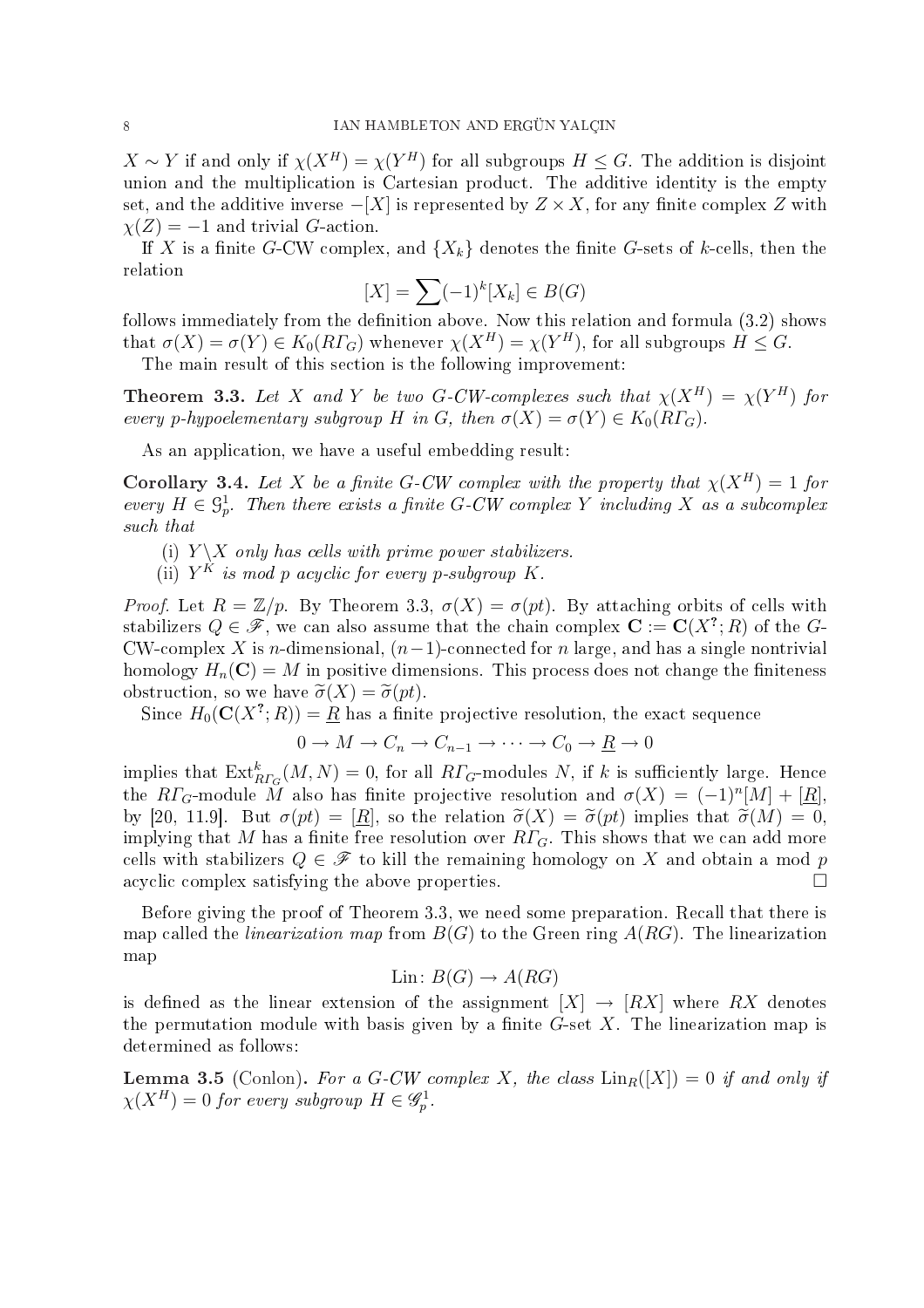$X \sim Y$ if and only if $\chi(X^H) = \chi(Y^H)$ for all subgroups $H \leq G$. The addition is disjoint union and the multiplication is Cartesian product. The additive identity is the empty set, and the additive inverse $-[X]$ is represented by $Z \times X$, for any finite complex $Z$ with $\chi(Z) = -1$ and trivial $G$-action.

If $X$ is a finite $G$-CW complex, and $\{X_k\}$ denotes the finite $G$-sets of $k$-cells, then the relation

$$[X] = \sum (-1)^k [X_k] \in B(G)$$

follows immediately from the definition above. Now this relation and formula (3.2) shows that $\sigma(X) = \sigma(Y) \in K_0(R\Gamma_G)$ whenever $\chi(X^H) = \chi(Y^H)$, for all subgroups $H \leq G$.

The main result of this section is the following improvement:

**Theorem 3.3.** *Let $X$ and $Y$ be two $G$-CW-complexes such that $\chi(X^H) = \chi(Y^H)$ for every $p$-hypoelementary subgroup $H$ in $G$, then $\sigma(X) = \sigma(Y) \in K_0(R\Gamma_G)$.*

As an application, we have a useful embedding result:

**Corollary 3.4.** *Let $X$ be a finite $G$-CW complex with the property that $\chi(X^H) = 1$ for every $H \in \mathcal{G}_p^1$. Then there exists a finite $G$-CW complex $Y$ including $X$ as a subcomplex such that*

(i) *$Y \backslash X$ only has cells with prime power stabilizers.*
(ii) *$Y^K$ is mod $p$ acyclic for every $p$-subgroup $K$.*

*Proof.* Let $R = \mathbb{Z}/p$. By Theorem 3.3, $\sigma(X) = \sigma(pt)$. By attaching orbits of cells with stabilizers $Q \in \mathscr{F}$, we can also assume that the chain complex $\mathbf{C} := \mathbf{C}(X^?; R)$ of the $G$-CW-complex $X$ is $n$-dimensional, $(n-1)$-connected for $n$ large, and has a single nontrivial homology $H_n(\mathbf{C}) = M$ in positive dimensions. This process does not change the finiteness obstruction, so we have $\widetilde{\sigma}(X) = \widetilde{\sigma}(pt)$.

Since $H_0(\mathbf{C}(X^?; R)) = \underline{R}$ has a finite projective resolution, the exact sequence

$$0 \to M \to C_n \to C_{n-1} \to \cdots \to C_0 \to \underline{R} \to 0$$

implies that $\operatorname{Ext}^k_{R\Gamma_G}(M, N) = 0$, for all $R\Gamma_G$-modules $N$, if $k$ is sufficiently large. Hence the $R\Gamma_G$-module $M$ also has finite projective resolution and $\sigma(X) = (-1)^n[M] + [\underline{R}]$, by [20, 11.9]. But $\sigma(pt) = [\underline{R}]$, so the relation $\widetilde{\sigma}(X) = \widetilde{\sigma}(pt)$ implies that $\widetilde{\sigma}(M) = 0$, implying that $M$ has a finite free resolution over $R\Gamma_G$. This shows that we can add more cells with stabilizers $Q \in \mathscr{F}$ to kill the remaining homology on $X$ and obtain a mod $p$ acyclic complex satisfying the above properties. $\square$

Before giving the proof of Theorem 3.3, we need some preparation. Recall that there is map called the *linearization map* from $B(G)$ to the Green ring $A(RG)$. The linearization map

$$\operatorname{Lin}\colon B(G) \to A(RG)$$

is defined as the linear extension of the assignment $[X] \to [RX]$ where $RX$ denotes the permutation module with basis given by a finite $G$-set $X$. The linearization map is determined as follows:

**Lemma 3.5** (Conlon)**.** *For a $G$-CW complex $X$, the class $\operatorname{Lin}_R([X]) = 0$ if and only if $\chi(X^H) = 0$ for every subgroup $H \in \mathscr{G}_p^1$.*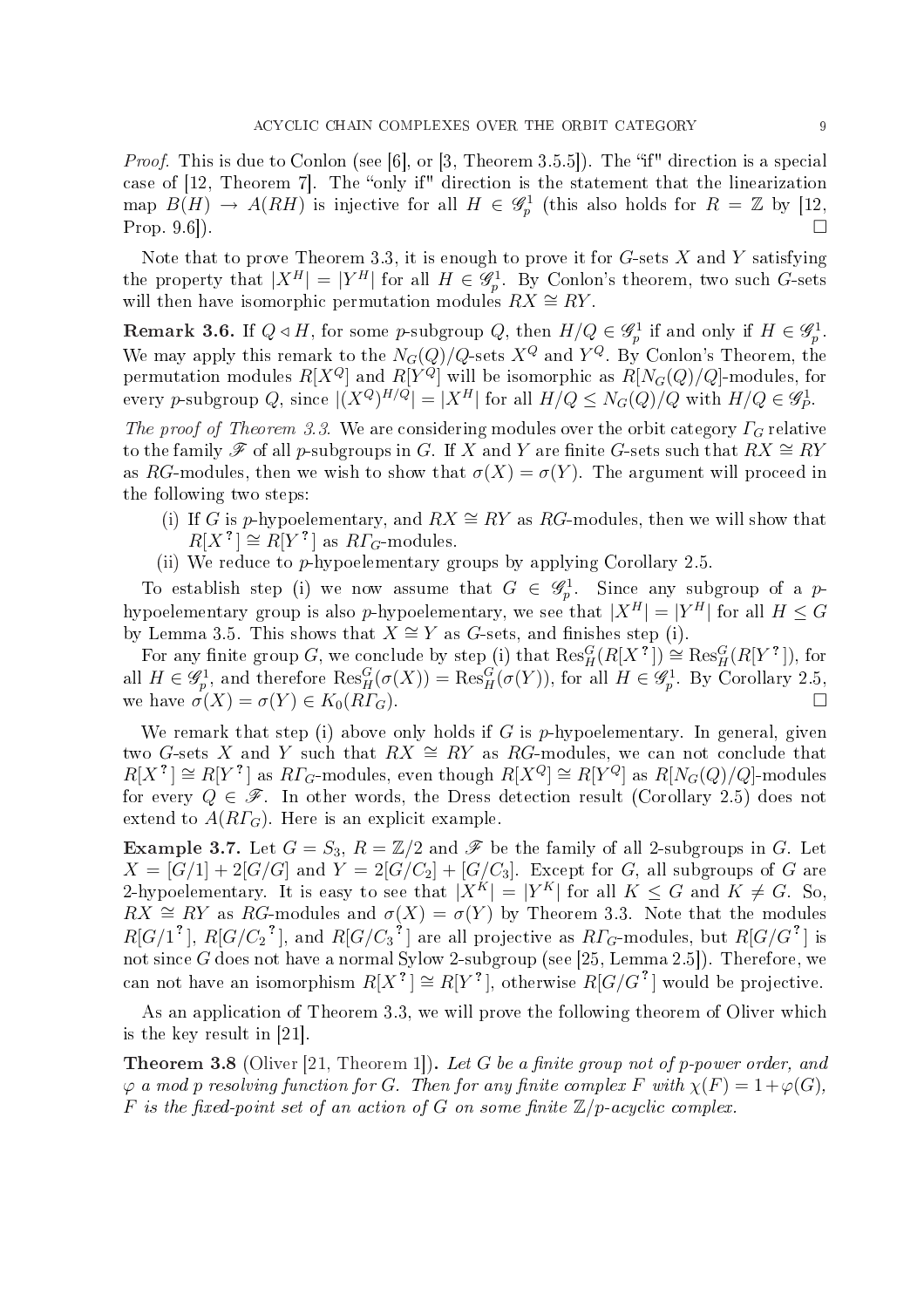*Proof.* This is due to Conlon (see [6], or [3, Theorem 3.5.5]). The "if" direction is a special case of [12, Theorem 7]. The "only if" direction is the statement that the linearization map $B(H) \to A(RH)$ is injective for all $H \in \mathscr{G}_p^1$ (this also holds for $R = \mathbb{Z}$ by [12, Prop. 9.6]). □

Note that to prove Theorem 3.3, it is enough to prove it for $G$-sets $X$ and $Y$ satisfying the property that $|X^H| = |Y^H|$ for all $H \in \mathscr{G}_p^1$. By Conlon's theorem, two such $G$-sets will then have isomorphic permutation modules $RX \cong RY$.

**Remark 3.6.** If $Q \lhd H$, for some $p$-subgroup $Q$, then $H/Q \in \mathscr{G}_p^1$ if and only if $H \in \mathscr{G}_p^1$. We may apply this remark to the $N_G(Q)/Q$-sets $X^Q$ and $Y^Q$. By Conlon's Theorem, the permutation modules $R[X^Q]$ and $R[Y^Q]$ will be isomorphic as $R[N_G(Q)/Q]$-modules, for every $p$-subgroup $Q$, since $|(X^Q)^{H/Q}| = |X^H|$ for all $H/Q \le N_G(Q)/Q$ with $H/Q \in \mathscr{G}_p^1$.

*The proof of Theorem 3.3.* We are considering modules over the orbit category $\varGamma_G$ relative to the family $\mathscr{F}$ of all $p$-subgroups in $G$. If $X$ and $Y$ are finite $G$-sets such that $RX \cong RY$ as $RG$-modules, then we wish to show that $\sigma(X) = \sigma(Y)$. The argument will proceed in the following two steps:

(i) If $G$ is $p$-hypoelementary, and $RX \cong RY$ as $RG$-modules, then we will show that $R[X^?] \cong R[Y^?]$ as $R\varGamma_G$-modules.

(ii) We reduce to $p$-hypoelementary groups by applying Corollary 2.5.

To establish step (i) we now assume that $G \in \mathscr{G}_p^1$. Since any subgroup of a $p$-hypoelementary group is also $p$-hypoelementary, we see that $|X^H| = |Y^H|$ for all $H \le G$ by Lemma 3.5. This shows that $X \cong Y$ as $G$-sets, and finishes step (i).

For any finite group $G$, we conclude by step (i) that $\mathrm{Res}^G_H(R[X^?]) \cong \mathrm{Res}^G_H(R[Y^?])$, for all $H \in \mathscr{G}_p^1$, and therefore $\mathrm{Res}^G_H(\sigma(X)) = \mathrm{Res}^G_H(\sigma(Y))$, for all $H \in \mathscr{G}_p^1$. By Corollary 2.5, we have $\sigma(X) = \sigma(Y) \in K_0(R\varGamma_G)$. □

We remark that step (i) above only holds if $G$ is $p$-hypoelementary. In general, given two $G$-sets $X$ and $Y$ such that $RX \cong RY$ as $RG$-modules, we can not conclude that $R[X^?] \cong R[Y^?]$ as $R\varGamma_G$-modules, even though $R[X^Q] \cong R[Y^Q]$ as $R[N_G(Q)/Q]$-modules for every $Q \in \mathscr{F}$. In other words, the Dress detection result (Corollary 2.5) does not extend to $A(R\varGamma_G)$. Here is an explicit example.

**Example 3.7.** Let $G = S_3$, $R = \mathbb{Z}/2$ and $\mathscr{F}$ be the family of all 2-subgroups in $G$. Let $X = [G/1] + 2[G/G]$ and $Y = 2[G/C_2] + [G/C_3]$. Except for $G$, all subgroups of $G$ are 2-hypoelementary. It is easy to see that $|X^K| = |Y^K|$ for all $K \le G$ and $K \ne G$. So, $RX \cong RY$ as $RG$-modules and $\sigma(X) = \sigma(Y)$ by Theorem 3.3. Note that the modules $R[G/1^?]$, $R[G/{C_2}^?]$, and $R[G/{C_3}^?]$ are all projective as $R\varGamma_G$-modules, but $R[G/G^?]$ is not since $G$ does not have a normal Sylow 2-subgroup (see [25, Lemma 2.5]). Therefore, we can not have an isomorphism $R[X^?] \cong R[Y^?]$, otherwise $R[G/G^?]$ would be projective.

As an application of Theorem 3.3, we will prove the following theorem of Oliver which is the key result in [21].

**Theorem 3.8** (Oliver [21, Theorem 1])**.** *Let $G$ be a finite group not of $p$-power order, and $\varphi$ a mod $p$ resolving function for $G$. Then for any finite complex $F$ with $\chi(F) = 1 + \varphi(G)$, $F$ is the fixed-point set of an action of $G$ on some finite $\mathbb{Z}/p$-acyclic complex.*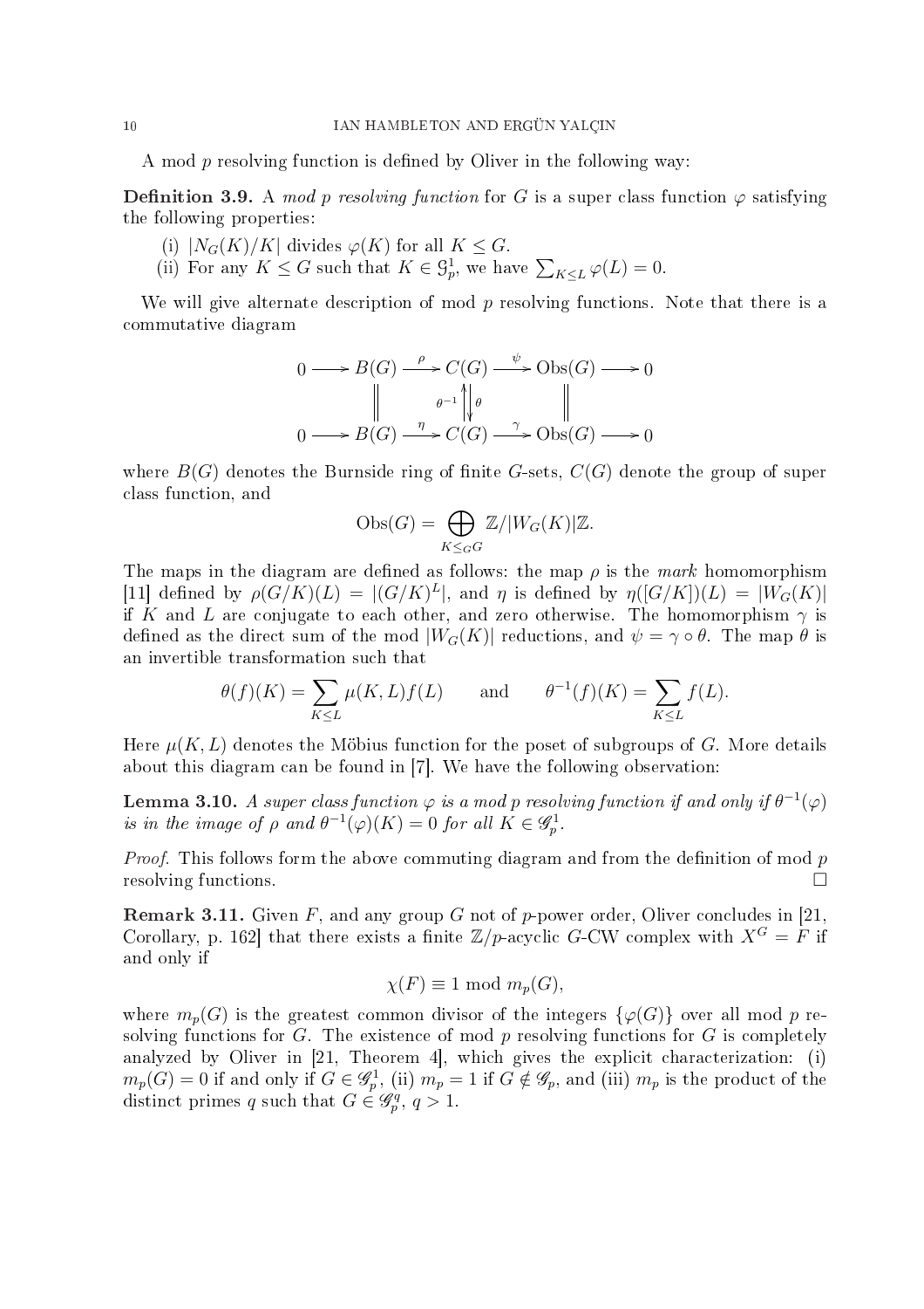A mod $p$ resolving function is defined by Oliver in the following way:

**Definition 3.9.** A *mod $p$ resolving function* for $G$ is a super class function $\varphi$ satisfying the following properties:

(i) $|N_G(K)/K|$ divides $\varphi(K)$ for all $K \leq G$.

(ii) For any $K \leq G$ such that $K \in \mathcal{G}_p^1$, we have $\sum_{K \leq L} \varphi(L) = 0$.

We will give alternate description of mod $p$ resolving functions. Note that there is a commutative diagram

$$\begin{array}{ccccccccc}
0 & \longrightarrow & B(G) & \xrightarrow{\rho} & C(G) & \xrightarrow{\psi} & \mathrm{Obs}(G) & \longrightarrow & 0 \\
 & & \Vert & & \theta^{-1}\Big\uparrow\Big\downarrow\theta & & \Vert & & \\
0 & \longrightarrow & B(G) & \xrightarrow{\eta} & C(G) & \xrightarrow{\gamma} & \mathrm{Obs}(G) & \longrightarrow & 0
\end{array}$$

where $B(G)$ denotes the Burnside ring of finite $G$-sets, $C(G)$ denote the group of super class function, and

$$\mathrm{Obs}(G) = \bigoplus_{K \leq_G G} \mathbb{Z}/|W_G(K)|\mathbb{Z}.$$

The maps in the diagram are defined as follows: the map $\rho$ is the *mark* homomorphism [11] defined by $\rho(G/K)(L) = |(G/K)^L|$, and $\eta$ is defined by $\eta([G/K])(L) = |W_G(K)|$ if $K$ and $L$ are conjugate to each other, and zero otherwise. The homomorphism $\gamma$ is defined as the direct sum of the mod $|W_G(K)|$ reductions, and $\psi = \gamma \circ \theta$. The map $\theta$ is an invertible transformation such that

$$\theta(f)(K) = \sum_{K \leq L} \mu(K, L) f(L) \qquad \text{and} \qquad \theta^{-1}(f)(K) = \sum_{K \leq L} f(L).$$

Here $\mu(K, L)$ denotes the Möbius function for the poset of subgroups of $G$. More details about this diagram can be found in [7]. We have the following observation:

**Lemma 3.10.** *A super class function $\varphi$ is a mod $p$ resolving function if and only if $\theta^{-1}(\varphi)$ is in the image of $\rho$ and $\theta^{-1}(\varphi)(K) = 0$ for all $K \in \mathcal{G}_p^1$.*

*Proof.* This follows form the above commuting diagram and from the definition of mod $p$ resolving functions. □

**Remark 3.11.** Given $F$, and any group $G$ not of $p$-power order, Oliver concludes in [21, Corollary, p. 162] that there exists a finite $\mathbb{Z}/p$-acyclic $G$-CW complex with $X^G = F$ if and only if

$$\chi(F) \equiv 1 \bmod m_p(G),$$

where $m_p(G)$ is the greatest common divisor of the integers $\{\varphi(G)\}$ over all mod $p$ resolving functions for $G$. The existence of mod $p$ resolving functions for $G$ is completely analyzed by Oliver in [21, Theorem 4], which gives the explicit characterization: (i) $m_p(G) = 0$ if and only if $G \in \mathcal{G}_p^1$, (ii) $m_p = 1$ if $G \notin \mathcal{G}_p$, and (iii) $m_p$ is the product of the distinct primes $q$ such that $G \in \mathcal{G}_p^q$, $q > 1$.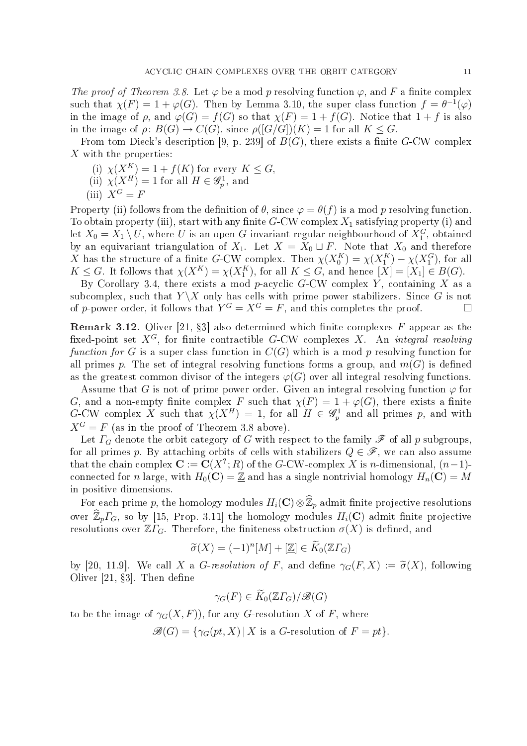*The proof of Theorem 3.8.* Let $\varphi$ be a mod $p$ resolving function $\varphi$, and $F$ a finite complex such that $\chi(F) = 1 + \varphi(G)$. Then by Lemma 3.10, the super class function $f = \theta^{-1}(\varphi)$ in the image of $\rho$, and $\varphi(G) = f(G)$ so that $\chi(F) = 1 + f(G)$. Notice that $1 + f$ is also in the image of $\rho\colon B(G) \to C(G)$, since $\rho([G/G])(K) = 1$ for all $K \leq G$.

From tom Dieck's description [9, p. 239] of $B(G)$, there exists a finite $G$-CW complex $X$ with the properties:

(i) $\chi(X^K) = 1 + f(K)$ for every $K \leq G$,
(ii) $\chi(X^H) = 1$ for all $H \in \mathscr{G}_p^1$, and
(iii) $X^G = F$

Property (ii) follows from the definition of $\theta$, since $\varphi = \theta(f)$ is a mod $p$ resolving function. To obtain property (iii), start with any finite $G$-CW complex $X_1$ satisfying property (i) and let $X_0 = X_1 \setminus U$, where $U$ is an open $G$-invariant regular neighbourhood of $X_1^G$, obtained by an equivariant triangulation of $X_1$. Let $X = X_0 \sqcup F$. Note that $X_0$ and therefore $X$ has the structure of a finite $G$-CW complex. Then $\chi(X_0^K) = \chi(X_1^K) - \chi(X_1^G)$, for all $K \leq G$. It follows that $\chi(X^K) = \chi(X_1^K)$, for all $K \leq G$, and hence $[X] = [X_1] \in B(G)$.

By Corollary 3.4, there exists a mod $p$-acyclic $G$-CW complex $Y$, containing $X$ as a subcomplex, such that $Y \backslash X$ only has cells with prime power stabilizers. Since $G$ is not of $p$-power order, it follows that $Y^G = X^G = F$, and this completes the proof. $\square$

**Remark 3.12.** Oliver [21, §3] also determined which finite complexes $F$ appear as the fixed-point set $X^G$, for finite contractible $G$-CW complexes $X$. An *integral resolving function for* $G$ is a super class function in $C(G)$ which is a mod $p$ resolving function for all primes $p$. The set of integral resolving functions forms a group, and $m(G)$ is defined as the greatest common divisor of the integers $\varphi(G)$ over all integral resolving functions.

Assume that $G$ is not of prime power order. Given an integral resolving function $\varphi$ for $G$, and a non-empty finite complex $F$ such that $\chi(F) = 1 + \varphi(G)$, there exists a finite $G$-CW complex $X$ such that $\chi(X^H) = 1$, for all $H \in \mathscr{G}_p^1$ and all primes $p$, and with $X^G = F$ (as in the proof of Theorem 3.8 above).

Let $\varGamma_G$ denote the orbit category of $G$ with respect to the family $\mathscr{F}$ of all $p$ subgroups, for all primes $p$. By attaching orbits of cells with stabilizers $Q \in \mathscr{F}$, we can also assume that the chain complex $\mathbf{C} := \mathbf{C}(X^?; R)$ of the $G$-CW-complex $X$ is $n$-dimensional, $(n-1)$-connected for $n$ large, with $H_0(\mathbf{C}) = \underline{\mathbb{Z}}$ and has a single nontrivial homology $H_n(\mathbf{C}) = M$ in positive dimensions.

For each prime $p$, the homology modules $H_i(\mathbf{C}) \otimes \widehat{\mathbb{Z}}_p$ admit finite projective resolutions over $\widehat{\mathbb{Z}}_p \varGamma_G$, so by [15, Prop. 3.11] the homology modules $H_i(\mathbf{C})$ admit finite projective resolutions over $\mathbb{Z}\varGamma_G$. Therefore, the finiteness obstruction $\sigma(X)$ is defined, and

$$\widetilde{\sigma}(X) = (-1)^n [M] + [\underline{\mathbb{Z}}] \in \widetilde{K}_0(\mathbb{Z}\varGamma_G)$$

by [20, 11.9]. We call $X$ a *$G$-resolution of* $F$, and define $\gamma_G(F, X) := \widetilde{\sigma}(X)$, following Oliver [21, §3]. Then define

$$\gamma_G(F) \in \widetilde{K}_0(\mathbb{Z}\varGamma_G)/\mathscr{B}(G)$$

to be the image of $\gamma_G(X, F)$), for any $G$-resolution $X$ of $F$, where

$$\mathscr{B}(G) = \{\gamma_G(pt, X) \,|\, X \text{ is a } G\text{-resolution of } F = pt\}.$$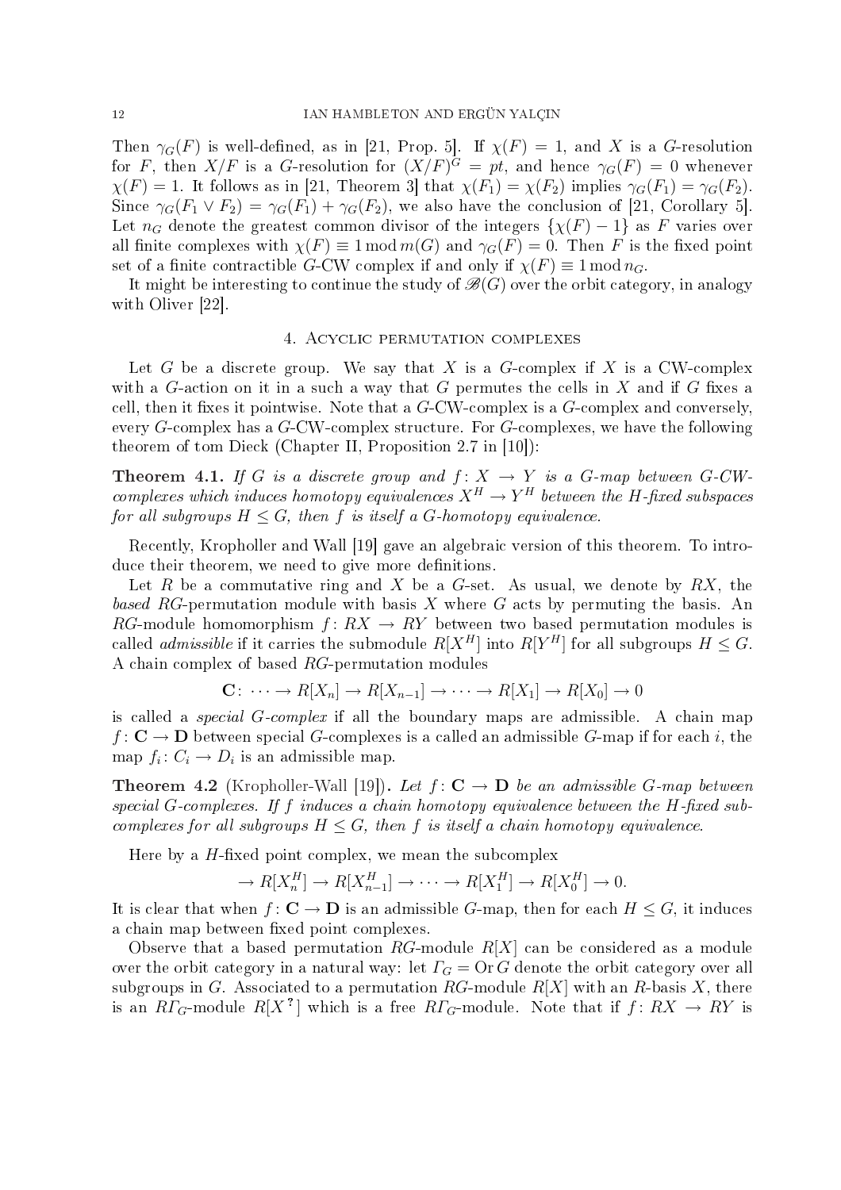Then $\gamma_G(F)$ is well-defined, as in [21, Prop. 5]. If $\chi(F) = 1$, and $X$ is a $G$-resolution for $F$, then $X/F$ is a $G$-resolution for $(X/F)^G = pt$, and hence $\gamma_G(F) = 0$ whenever $\chi(F) = 1$. It follows as in [21, Theorem 3] that $\chi(F_1) = \chi(F_2)$ implies $\gamma_G(F_1) = \gamma_G(F_2)$. Since $\gamma_G(F_1 \vee F_2) = \gamma_G(F_1) + \gamma_G(F_2)$, we also have the conclusion of [21, Corollary 5]. Let $n_G$ denote the greatest common divisor of the integers $\{\chi(F) - 1\}$ as $F$ varies over all finite complexes with $\chi(F) \equiv 1 \bmod m(G)$ and $\gamma_G(F) = 0$. Then $F$ is the fixed point set of a finite contractible $G$-CW complex if and only if $\chi(F) \equiv 1 \bmod n_G$.

It might be interesting to continue the study of $\mathscr{B}(G)$ over the orbit category, in analogy with Oliver [22].

## 4. Acyclic permutation complexes

Let $G$ be a discrete group. We say that $X$ is a $G$-complex if $X$ is a CW-complex with a $G$-action on it in a such a way that $G$ permutes the cells in $X$ and if $G$ fixes a cell, then it fixes it pointwise. Note that a $G$-CW-complex is a $G$-complex and conversely, every $G$-complex has a $G$-CW-complex structure. For $G$-complexes, we have the following theorem of tom Dieck (Chapter II, Proposition 2.7 in [10]):

**Theorem 4.1.** *If $G$ is a discrete group and $f \colon X \to Y$ is a $G$-map between $G$-CW-complexes which induces homotopy equivalences $X^H \to Y^H$ between the $H$-fixed subspaces for all subgroups $H \leq G$, then $f$ is itself a $G$-homotopy equivalence.*

Recently, Kropholler and Wall [19] gave an algebraic version of this theorem. To introduce their theorem, we need to give more definitions.

Let $R$ be a commutative ring and $X$ be a $G$-set. As usual, we denote by $RX$, the *based* $RG$-permutation module with basis $X$ where $G$ acts by permuting the basis. An $RG$-module homomorphism $f \colon RX \to RY$ between two based permutation modules is called *admissible* if it carries the submodule $R[X^H]$ into $R[Y^H]$ for all subgroups $H \leq G$. A chain complex of based $RG$-permutation modules

$$\mathbf{C} \colon \cdots \to R[X_n] \to R[X_{n-1}] \to \cdots \to R[X_1] \to R[X_0] \to 0$$

is called a *special $G$-complex* if all the boundary maps are admissible. A chain map $f \colon \mathbf{C} \to \mathbf{D}$ between special $G$-complexes is a called an admissible $G$-map if for each $i$, the map $f_i \colon C_i \to D_i$ is an admissible map.

**Theorem 4.2** (Kropholler-Wall [19])**.** *Let $f \colon \mathbf{C} \to \mathbf{D}$ be an admissible $G$-map between special $G$-complexes. If $f$ induces a chain homotopy equivalence between the $H$-fixed subcomplexes for all subgroups $H \leq G$, then $f$ is itself a chain homotopy equivalence.*

Here by a $H$-fixed point complex, we mean the subcomplex

$$\to R[X_n^H] \to R[X_{n-1}^H] \to \cdots \to R[X_1^H] \to R[X_0^H] \to 0.$$

It is clear that when $f \colon \mathbf{C} \to \mathbf{D}$ is an admissible $G$-map, then for each $H \leq G$, it induces a chain map between fixed point complexes.

Observe that a based permutation $RG$-module $R[X]$ can be considered as a module over the orbit category in a natural way: let $\varGamma_G = \operatorname{Or} G$ denote the orbit category over all subgroups in $G$. Associated to a permutation $RG$-module $R[X]$ with an $R$-basis $X$, there is an $R\varGamma_G$-module $R[X^?]$ which is a free $R\varGamma_G$-module. Note that if $f \colon RX \to RY$ is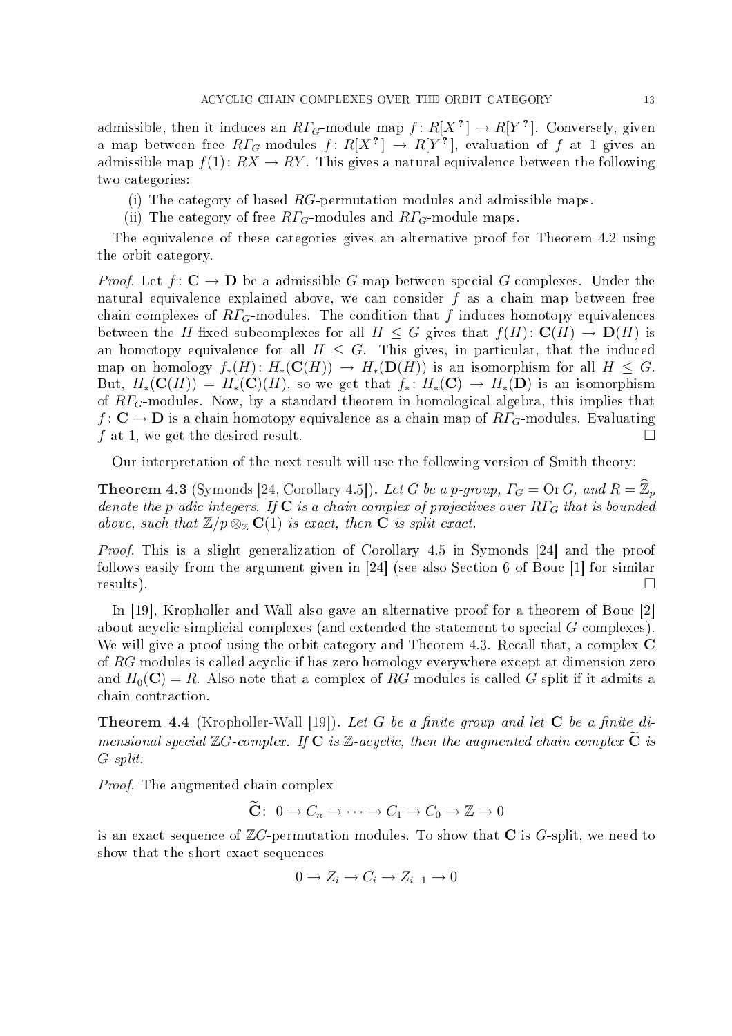admissible, then it induces an $R\Gamma_G$-module map $f\colon R[X^?] \to R[Y^?]$. Conversely, given a map between free $R\Gamma_G$-modules $f\colon R[X^?] \to R[Y^?]$, evaluation of $f$ at 1 gives an admissible map $f(1)\colon RX \to RY$. This gives a natural equivalence between the following two categories:

(i) The category of based $RG$-permutation modules and admissible maps.
(ii) The category of free $R\Gamma_G$-modules and $R\Gamma_G$-module maps.

The equivalence of these categories gives an alternative proof for Theorem 4.2 using the orbit category.

*Proof.* Let $f\colon \mathbf{C} \to \mathbf{D}$ be a admissible $G$-map between special $G$-complexes. Under the natural equivalence explained above, we can consider $f$ as a chain map between free chain complexes of $R\Gamma_G$-modules. The condition that $f$ induces homotopy equivalences between the $H$-fixed subcomplexes for all $H \leq G$ gives that $f(H)\colon \mathbf{C}(H) \to \mathbf{D}(H)$ is an homotopy equivalence for all $H \leq G$. This gives, in particular, that the induced map on homology $f_*(H)\colon H_*(\mathbf{C}(H)) \to H_*(\mathbf{D}(H))$ is an isomorphism for all $H \leq G$. But, $H_*(\mathbf{C}(H)) = H_*(\mathbf{C})(H)$, so we get that $f_*\colon H_*(\mathbf{C}) \to H_*(\mathbf{D})$ is an isomorphism of $R\Gamma_G$-modules. Now, by a standard theorem in homological algebra, this implies that $f\colon \mathbf{C} \to \mathbf{D}$ is a chain homotopy equivalence as a chain map of $R\Gamma_G$-modules. Evaluating $f$ at 1, we get the desired result. □

Our interpretation of the next result will use the following version of Smith theory:

**Theorem 4.3** (Symonds [24, Corollary 4.5]). *Let $G$ be a $p$-group, $\Gamma_G = \mathrm{Or}\, G$, and $R = \widehat{\mathbb{Z}}_p$ denote the $p$-adic integers. If $\mathbf{C}$ is a chain complex of projectives over $R\Gamma_G$ that is bounded above, such that $\mathbb{Z}/p \otimes_{\mathbb{Z}} \mathbf{C}(1)$ is exact, then $\mathbf{C}$ is split exact.*

*Proof.* This is a slight generalization of Corollary 4.5 in Symonds [24] and the proof follows easily from the argument given in [24] (see also Section 6 of Bouc [1] for similar results). □

In [19], Kropholler and Wall also gave an alternative proof for a theorem of Bouc [2] about acyclic simplicial complexes (and extended the statement to special $G$-complexes). We will give a proof using the orbit category and Theorem 4.3. Recall that, a complex $\mathbf{C}$ of $RG$ modules is called acyclic if has zero homology everywhere except at dimension zero and $H_0(\mathbf{C}) = R$. Also note that a complex of $RG$-modules is called $G$-split if it admits a chain contraction.

**Theorem 4.4** (Kropholler-Wall [19]). *Let $G$ be a finite group and let $\mathbf{C}$ be a finite dimensional special $\mathbb{Z}G$-complex. If $\mathbf{C}$ is $\mathbb{Z}$-acyclic, then the augmented chain complex $\widetilde{\mathbf{C}}$ is $G$-split.*

*Proof.* The augmented chain complex

$$\widetilde{\mathbf{C}}\colon\ 0 \to C_n \to \cdots \to C_1 \to C_0 \to \mathbb{Z} \to 0$$

is an exact sequence of $\mathbb{Z}G$-permutation modules. To show that $\mathbf{C}$ is $G$-split, we need to show that the short exact sequences

$$0 \to Z_i \to C_i \to Z_{i-1} \to 0$$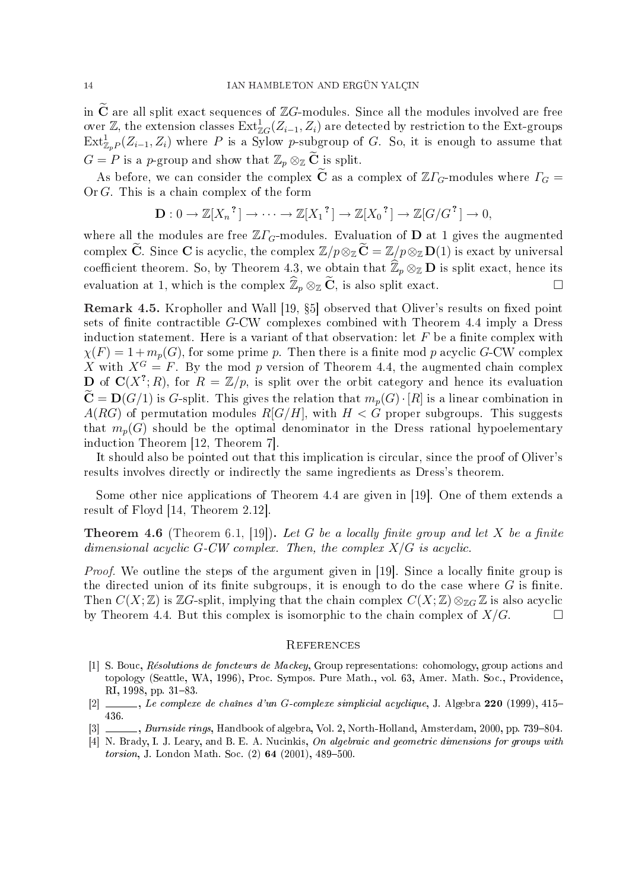in $\widetilde{\mathbf{C}}$ are all split exact sequences of $\mathbb{Z}G$-modules. Since all the modules involved are free over $\mathbb{Z}$, the extension classes $\mathrm{Ext}^1_{\mathbb{Z}G}(Z_{i-1}, Z_i)$ are detected by restriction to the Ext-groups $\mathrm{Ext}^1_{\mathbb{Z}_p P}(Z_{i-1}, Z_i)$ where $P$ is a Sylow $p$-subgroup of $G$. So, it is enough to assume that $G = P$ is a $p$-group and show that $\mathbb{Z}_p \otimes_{\mathbb{Z}} \widetilde{\mathbf{C}}$ is split.

As before, we can consider the complex $\widetilde{\mathbf{C}}$ as a complex of $\mathbb{Z}\varGamma_G$-modules where $\varGamma_G = \mathrm{Or}\, G$. This is a chain complex of the form

$$\mathbf{D} : 0 \to \mathbb{Z}[X_n{}^?] \to \cdots \to \mathbb{Z}[X_1{}^?] \to \mathbb{Z}[X_0{}^?] \to \mathbb{Z}[G/G^?] \to 0,$$

where all the modules are free $\mathbb{Z}\varGamma_G$-modules. Evaluation of $\mathbf{D}$ at 1 gives the augmented complex $\widetilde{\mathbf{C}}$. Since $\mathbf{C}$ is acyclic, the complex $\mathbb{Z}/p \otimes_{\mathbb{Z}} \widetilde{\mathbf{C}} = \mathbb{Z}/p \otimes_{\mathbb{Z}} \mathbf{D}(1)$ is exact by universal coefficient theorem. So, by Theorem 4.3, we obtain that $\widehat{\mathbb{Z}}_p \otimes_{\mathbb{Z}} \mathbf{D}$ is split exact, hence its evaluation at 1, which is the complex $\widehat{\mathbb{Z}}_p \otimes_{\mathbb{Z}} \widetilde{\mathbf{C}}$, is also split exact. $\square$

**Remark 4.5.** Kropholler and Wall [19, §5] observed that Oliver's results on fixed point sets of finite contractible $G$-CW complexes combined with Theorem 4.4 imply a Dress induction statement. Here is a variant of that observation: let $F$ be a finite complex with $\chi(F) = 1 + m_p(G)$, for some prime $p$. Then there is a finite mod $p$ acyclic $G$-CW complex $X$ with $X^G = F$. By the mod $p$ version of Theorem 4.4, the augmented chain complex $\mathbf{D}$ of $\mathbf{C}(X^?; R)$, for $R = \mathbb{Z}/p$, is split over the orbit category and hence its evaluation $\widetilde{\mathbf{C}} = \mathbf{D}(G/1)$ is $G$-split. This gives the relation that $m_p(G) \cdot [R]$ is a linear combination in $A(RG)$ of permutation modules $R[G/H]$, with $H < G$ proper subgroups. This suggests that $m_p(G)$ should be the optimal denominator in the Dress rational hypoelementary induction Theorem [12, Theorem 7].

It should also be pointed out that this implication is circular, since the proof of Oliver's results involves directly or indirectly the same ingredients as Dress's theorem.

Some other nice applications of Theorem 4.4 are given in [19]. One of them extends a result of Floyd [14, Theorem 2.12].

**Theorem 4.6** (Theorem 6.1, [19])**.** *Let $G$ be a locally finite group and let $X$ be a finite dimensional acyclic $G$-CW complex. Then, the complex $X/G$ is acyclic.*

*Proof.* We outline the steps of the argument given in [19]. Since a locally finite group is the directed union of its finite subgroups, it is enough to do the case where $G$ is finite. Then $C(X; \mathbb{Z})$ is $\mathbb{Z}G$-split, implying that the chain complex $C(X; \mathbb{Z}) \otimes_{\mathbb{Z}G} \mathbb{Z}$ is also acyclic by Theorem 4.4. But this complex is isomorphic to the chain complex of $X/G$. $\square$

## References

[1] S. Bouc, *Résolutions de foncteurs de Mackey*, Group representations: cohomology, group actions and topology (Seattle, WA, 1996), Proc. Sympos. Pure Math., vol. 63, Amer. Math. Soc., Providence, RI, 1998, pp. 31–83.

[2] ______, *Le complexe de chaînes d'un G-complexe simplicial acyclique*, J. Algebra **220** (1999), 415–436.

[3] ______, *Burnside rings*, Handbook of algebra, Vol. 2, North-Holland, Amsterdam, 2000, pp. 739–804.

[4] N. Brady, I. J. Leary, and B. E. A. Nucinkis, *On algebraic and geometric dimensions for groups with torsion*, J. London Math. Soc. (2) **64** (2001), 489–500.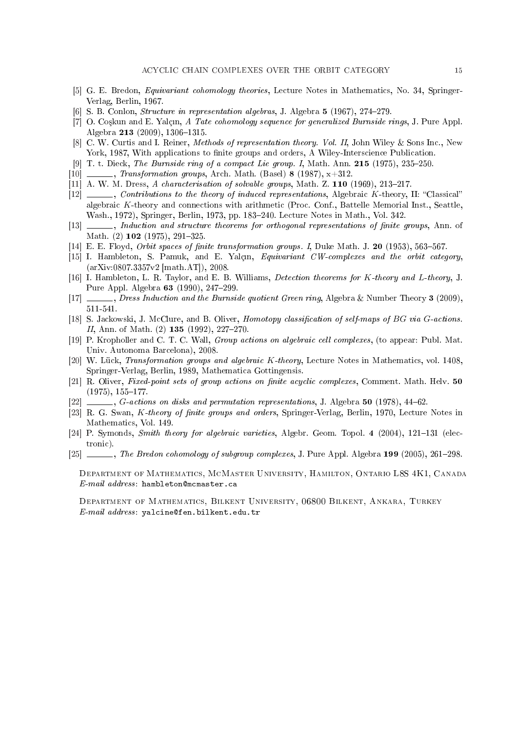[5] G. E. Bredon, *Equivariant cohomology theories*, Lecture Notes in Mathematics, No. 34, Springer-Verlag, Berlin, 1967.

[6] S. B. Conlon, *Structure in representation algebras*, J. Algebra **5** (1967), 274–279.

[7] O. Coşkun and E. Yalçın, *A Tate cohomology sequence for generalized Burnside rings*, J. Pure Appl. Algebra **213** (2009), 1306–1315.

[8] C. W. Curtis and I. Reiner, *Methods of representation theory. Vol. II*, John Wiley & Sons Inc., New York, 1987, With applications to finite groups and orders, A Wiley-Interscience Publication.

[9] T. t. Dieck, *The Burnside ring of a compact Lie group. I*, Math. Ann. **215** (1975), 235–250.

[10] ______, *Transformation groups*, Arch. Math. (Basel) **8** (1987), x+312.

[11] A. W. M. Dress, *A characterisation of solvable groups*, Math. Z. **110** (1969), 213–217.

[12] ______, *Contributions to the theory of induced representations*, Algebraic $K$-theory, II: "Classical" algebraic $K$-theory and connections with arithmetic (Proc. Conf., Battelle Memorial Inst., Seattle, Wash., 1972), Springer, Berlin, 1973, pp. 183–240. Lecture Notes in Math., Vol. 342.

[13] ______, *Induction and structure theorems for orthogonal representations of finite groups*, Ann. of Math. (2) **102** (1975), 291–325.

[14] E. E. Floyd, *Orbit spaces of finite transformation groups. I*, Duke Math. J. **20** (1953), 563–567.

[15] I. Hambleton, S. Pamuk, and E. Yalçın, *Equivariant CW-complexes and the orbit category*, (arXiv:0807.3357v2 [math.AT]), 2008.

[16] I. Hambleton, L. R. Taylor, and E. B. Williams, *Detection theorems for K-theory and L-theory*, J. Pure Appl. Algebra **63** (1990), 247–299.

[17] ______, *Dress Induction and the Burnside quotient Green ring*, Algebra & Number Theory **3** (2009), 511-541.

[18] S. Jackowski, J. McClure, and B. Oliver, *Homotopy classification of self-maps of BG via G-actions. II*, Ann. of Math. (2) **135** (1992), 227–270.

[19] P. Kropholler and C. T. C. Wall, *Group actions on algebraic cell complexes*, (to appear: Publ. Mat. Univ. Autonoma Barcelona), 2008.

[20] W. Lück, *Transformation groups and algebraic K-theory*, Lecture Notes in Mathematics, vol. 1408, Springer-Verlag, Berlin, 1989, Mathematica Gottingensis.

[21] R. Oliver, *Fixed-point sets of group actions on finite acyclic complexes*, Comment. Math. Helv. **50** (1975), 155–177.

[22] ______, *G-actions on disks and permutation representations*, J. Algebra **50** (1978), 44–62.

[23] R. G. Swan, *K-theory of finite groups and orders*, Springer-Verlag, Berlin, 1970, Lecture Notes in Mathematics, Vol. 149.

[24] P. Symonds, *Smith theory for algebraic varieties*, Algebr. Geom. Topol. **4** (2004), 121–131 (electronic).

[25] ______, *The Bredon cohomology of subgroup complexes*, J. Pure Appl. Algebra **199** (2005), 261–298.

Department of Mathematics, McMaster University, Hamilton, Ontario L8S 4K1, Canada
*E-mail address*: hambleton@mcmaster.ca

Department of Mathematics, Bilkent University, 06800 Bilkent, Ankara, Turkey
*E-mail address*: yalcine@fen.bilkent.edu.tr